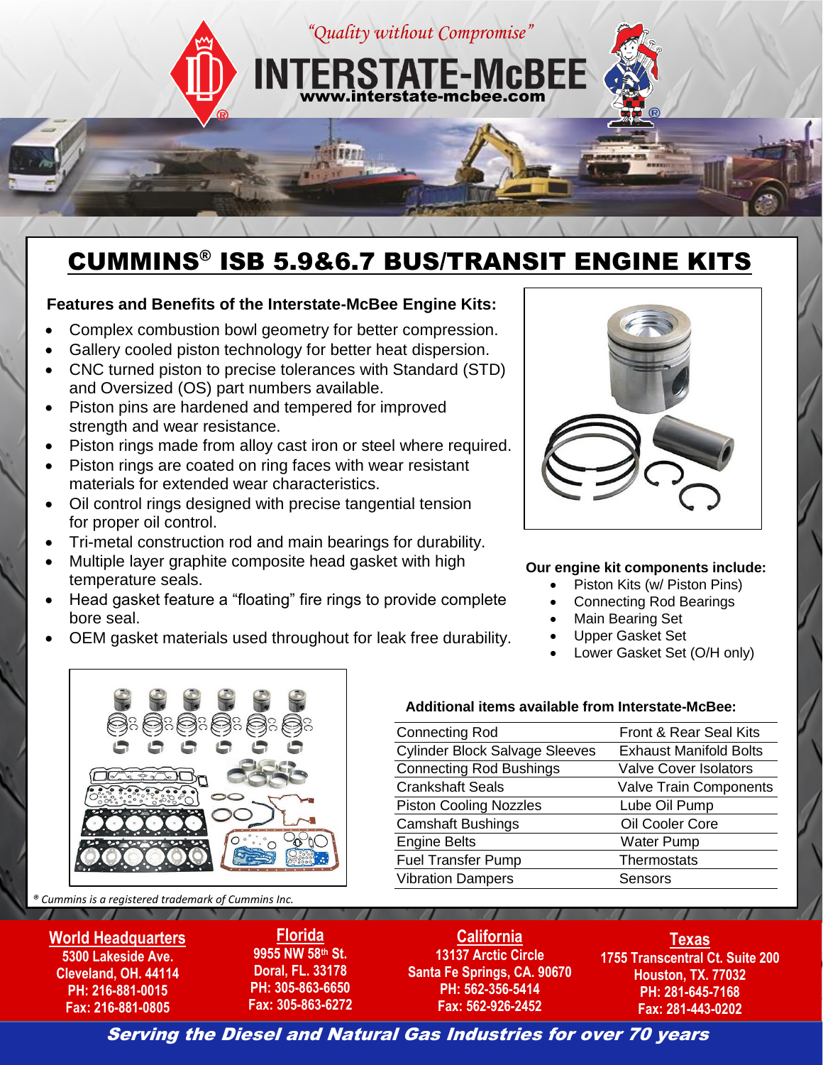*"Quality without Compromise"*

# INTERSTATE-McBEE

www.interstate-mcbee.com

## CUMMINS® ISB 5.9&6.7 BUS/TRANSIT ENGINE KITS

**Features and Benefits of the Interstate-McBee Engine Kits:**

- Complex combustion bowl geometry for better compression.
- Gallery cooled piston technology for better heat dispersion.
- CNC turned piston to precise tolerances with Standard (STD) and Oversized (OS) part numbers available.
- Piston pins are hardened and tempered for improved strength and wear resistance.
- Piston rings made from alloy cast iron or steel where required.
- Piston rings are coated on ring faces with wear resistant materials for extended wear characteristics.
- Oil control rings designed with precise tangential tension for proper oil control.
- Tri-metal construction rod and main bearings for durability.
- Multiple layer graphite composite head gasket with high temperature seals.
- Head gasket feature a "floating" fire rings to provide complete bore seal.
- OEM gasket materials used throughout for leak free durability.

**Our engine kit components include:**

- Piston Kits (w/ Piston Pins)
- Connecting Rod Bearings
- Main Bearing Set
- Upper Gasket Set
- Lower Gasket Set (O/H only)

**Additional items available from Interstate-McBee:**

| | |
|---|---|
| Connecting Rod | Front & Rear Seal Kits |
| Cylinder Block Salvage Sleeves | Exhaust Manifold Bolts |
| Connecting Rod Bushings | Valve Cover Isolators |
| Crankshaft Seals | Valve Train Components |
| Piston Cooling Nozzles | Lube Oil Pump |
| Camshaft Bushings | Oil Cooler Core |
| Engine Belts | Water Pump |
| Fuel Transfer Pump | Thermostats |
| Vibration Dampers | Sensors |

*® Cummins is a registered trademark of Cummins Inc.*

**World Headquarters**
5300 Lakeside Ave.
Cleveland, OH. 44114
PH: 216-881-0015
Fax: 216-881-0805

**Florida**
9955 NW 58th St.
Doral, FL. 33178
PH: 305-863-6650
Fax: 305-863-6272

**California**
13137 Arctic Circle
Santa Fe Springs, CA. 90670
PH: 562-356-5414
Fax: 562-926-2452

**Texas**
1755 Transcentral Ct. Suite 200
Houston, TX. 77032
PH: 281-645-7168
Fax: 281-443-0202

***Serving the Diesel and Natural Gas Industries for over 70 years***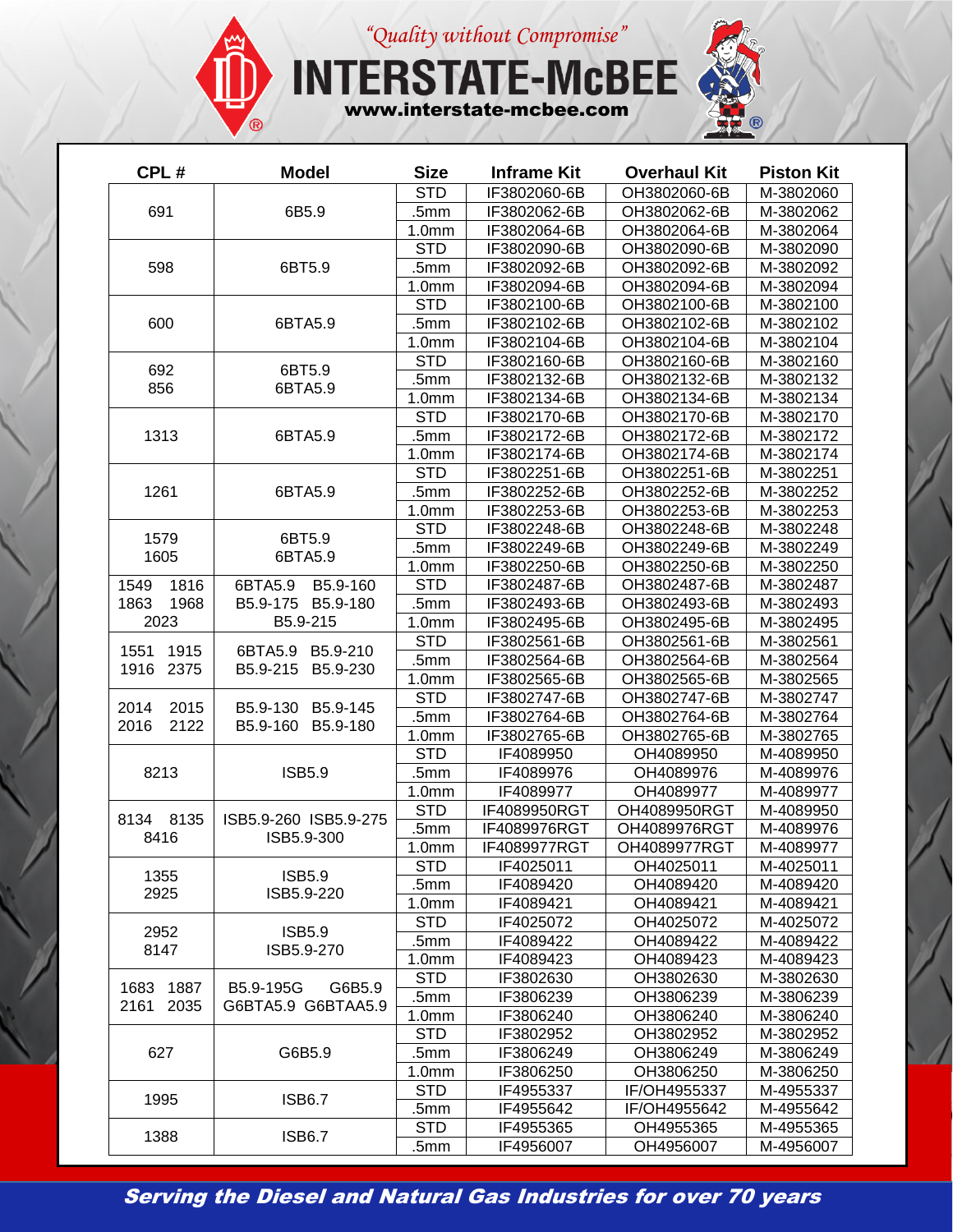"Quality without Compromise"

# INTERSTATE-McBEE

www.interstate-mcbee.com

| CPL # | Model | Size | Inframe Kit | Overhaul Kit | Piston Kit |
|---|---|---|---|---|---|
| 691 | 6B5.9 | STD | IF3802060-6B | OH3802060-6B | M-3802060 |
| | | .5mm | IF3802062-6B | OH3802062-6B | M-3802062 |
| | | 1.0mm | IF3802064-6B | OH3802064-6B | M-3802064 |
| 598 | 6BT5.9 | STD | IF3802090-6B | OH3802090-6B | M-3802090 |
| | | .5mm | IF3802092-6B | OH3802092-6B | M-3802092 |
| | | 1.0mm | IF3802094-6B | OH3802094-6B | M-3802094 |
| 600 | 6BTA5.9 | STD | IF3802100-6B | OH3802100-6B | M-3802100 |
| | | .5mm | IF3802102-6B | OH3802102-6B | M-3802102 |
| | | 1.0mm | IF3802104-6B | OH3802104-6B | M-3802104 |
| 692 856 | 6BT5.9 6BTA5.9 | STD | IF3802160-6B | OH3802160-6B | M-3802160 |
| | | .5mm | IF3802132-6B | OH3802132-6B | M-3802132 |
| | | 1.0mm | IF3802134-6B | OH3802134-6B | M-3802134 |
| 1313 | 6BTA5.9 | STD | IF3802170-6B | OH3802170-6B | M-3802170 |
| | | .5mm | IF3802172-6B | OH3802172-6B | M-3802172 |
| | | 1.0mm | IF3802174-6B | OH3802174-6B | M-3802174 |
| 1261 | 6BTA5.9 | STD | IF3802251-6B | OH3802251-6B | M-3802251 |
| | | .5mm | IF3802252-6B | OH3802252-6B | M-3802252 |
| | | 1.0mm | IF3802253-6B | OH3802253-6B | M-3802253 |
| 1579 1605 | 6BT5.9 6BTA5.9 | STD | IF3802248-6B | OH3802248-6B | M-3802248 |
| | | .5mm | IF3802249-6B | OH3802249-6B | M-3802249 |
| | | 1.0mm | IF3802250-6B | OH3802250-6B | M-3802250 |
| 1549 1816 1863 1968 2023 | 6BTA5.9 B5.9-160 B5.9-175 B5.9-180 B5.9-215 | STD | IF3802487-6B | OH3802487-6B | M-3802487 |
| | | .5mm | IF3802493-6B | OH3802493-6B | M-3802493 |
| | | 1.0mm | IF3802495-6B | OH3802495-6B | M-3802495 |
| 1551 1915 1916 2375 | 6BTA5.9 B5.9-210 B5.9-215 B5.9-230 | STD | IF3802561-6B | OH3802561-6B | M-3802561 |
| | | .5mm | IF3802564-6B | OH3802564-6B | M-3802564 |
| | | 1.0mm | IF3802565-6B | OH3802565-6B | M-3802565 |
| 2014 2015 2016 2122 | B5.9-130 B5.9-145 B5.9-160 B5.9-180 | STD | IF3802747-6B | OH3802747-6B | M-3802747 |
| | | .5mm | IF3802764-6B | OH3802764-6B | M-3802764 |
| | | 1.0mm | IF3802765-6B | OH3802765-6B | M-3802765 |
| 8213 | ISB5.9 | STD | IF4089950 | OH4089950 | M-4089950 |
| | | .5mm | IF4089976 | OH4089976 | M-4089976 |
| | | 1.0mm | IF4089977 | OH4089977 | M-4089977 |
| 8134 8135 8416 | ISB5.9-260 ISB5.9-275 ISB5.9-300 | STD | IF4089950RGT | OH4089950RGT | M-4089950 |
| | | .5mm | IF4089976RGT | OH4089976RGT | M-4089976 |
| | | 1.0mm | IF4089977RGT | OH4089977RGT | M-4089977 |
| 1355 2925 | ISB5.9 ISB5.9-220 | STD | IF4025011 | OH4025011 | M-4025011 |
| | | .5mm | IF4089420 | OH4089420 | M-4089420 |
| | | 1.0mm | IF4089421 | OH4089421 | M-4089421 |
| 2952 8147 | ISB5.9 ISB5.9-270 | STD | IF4025072 | OH4025072 | M-4025072 |
| | | .5mm | IF4089422 | OH4089422 | M-4089422 |
| | | 1.0mm | IF4089423 | OH4089423 | M-4089423 |
| 1683 1887 2161 2035 | B5.9-195G G6B5.9 G6BTA5.9 G6BTAA5.9 | STD | IF3802630 | OH3802630 | M-3802630 |
| | | .5mm | IF3806239 | OH3806239 | M-3806239 |
| | | 1.0mm | IF3806240 | OH3806240 | M-3806240 |
| 627 | G6B5.9 | STD | IF3802952 | OH3802952 | M-3802952 |
| | | .5mm | IF3806249 | OH3806249 | M-3806249 |
| | | 1.0mm | IF3806250 | OH3806250 | M-3806250 |
| 1995 | ISB6.7 | STD | IF4955337 | IF/OH4955337 | M-4955337 |
| | | .5mm | IF4955642 | IF/OH4955642 | M-4955642 |
| 1388 | ISB6.7 | STD | IF4955365 | OH4955365 | M-4955365 |
| | | .5mm | IF4956007 | OH4956007 | M-4956007 |

***Serving the Diesel and Natural Gas Industries for over 70 years***